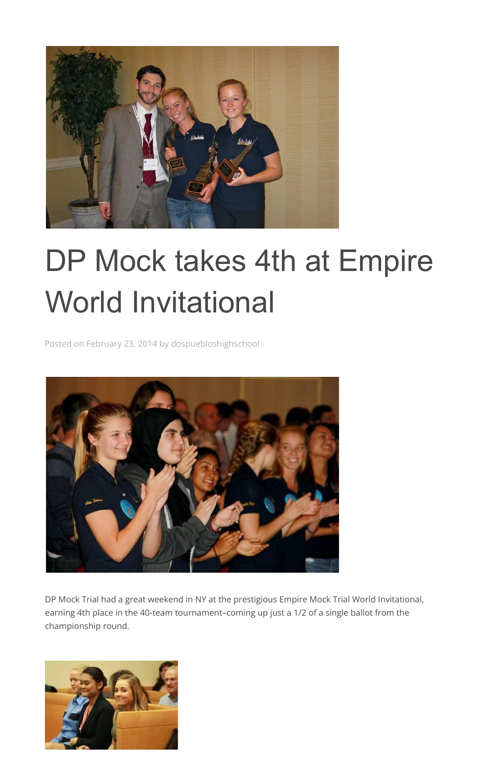# DP Mock takes 4th at Empire World Invitational

Posted on February 23, 2014 by dospuebloshighschool

DP Mock Trial had a great weekend in NY at the prestigious Empire Mock Trial World Invitational, earning 4th place in the 40-team tournament–coming up just a 1/2 of a single ballot from the championship round.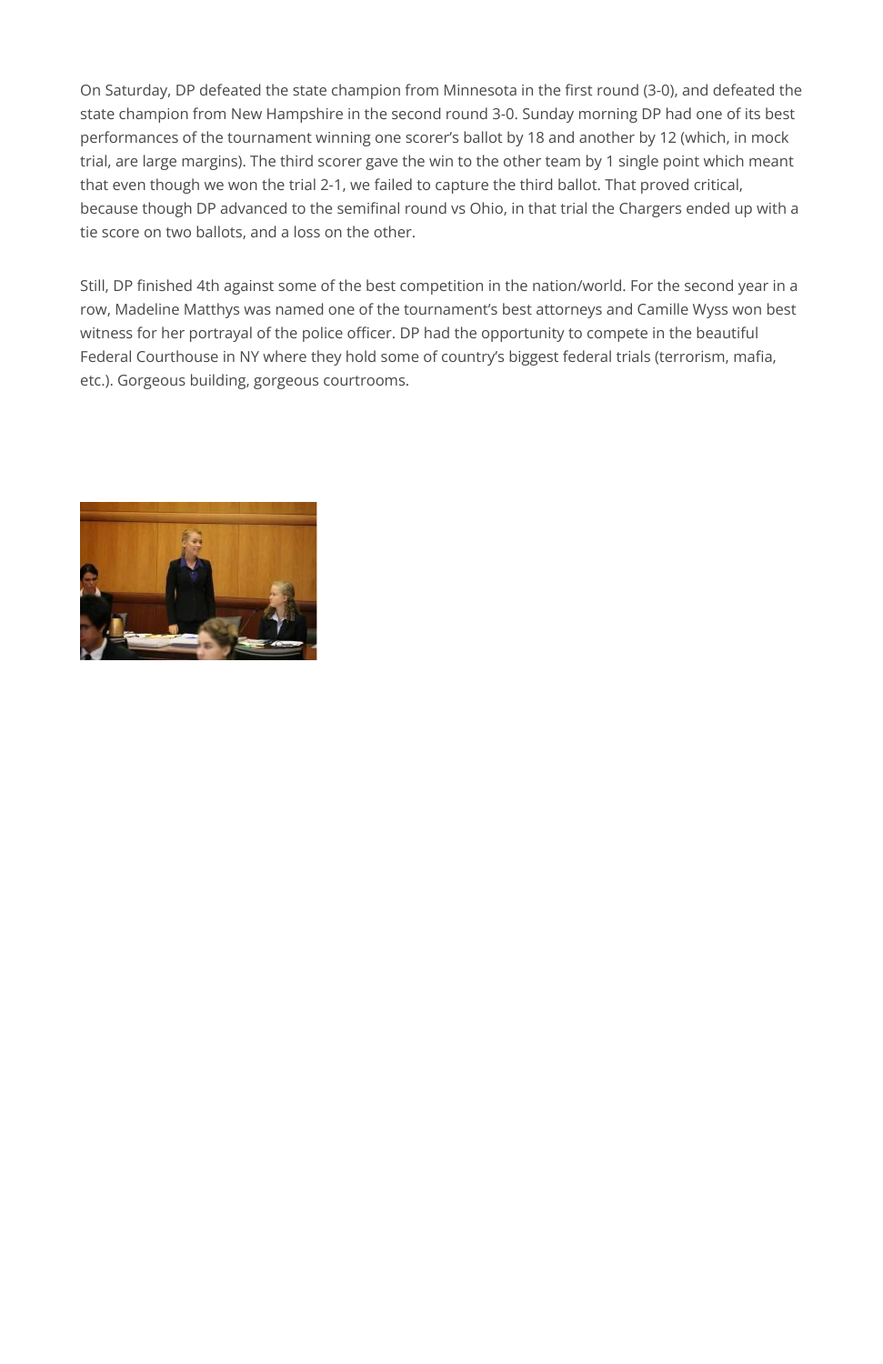On Saturday, DP defeated the state champion from Minnesota in the first round (3-0), and defeated the state champion from New Hampshire in the second round 3-0. Sunday morning DP had one of its best performances of the tournament winning one scorer's ballot by 18 and another by 12 (which, in mock trial, are large margins). The third scorer gave the win to the other team by 1 single point which meant that even though we won the trial 2-1, we failed to capture the third ballot. That proved critical, because though DP advanced to the semifinal round vs Ohio, in that trial the Chargers ended up with a tie score on two ballots, and a loss on the other.

Still, DP finished 4th against some of the best competition in the nation/world. For the second year in a row, Madeline Matthys was named one of the tournament's best attorneys and Camille Wyss won best witness for her portrayal of the police officer. DP had the opportunity to compete in the beautiful Federal Courthouse in NY where they hold some of country's biggest federal trials (terrorism, mafia, etc.). Gorgeous building, gorgeous courtrooms.